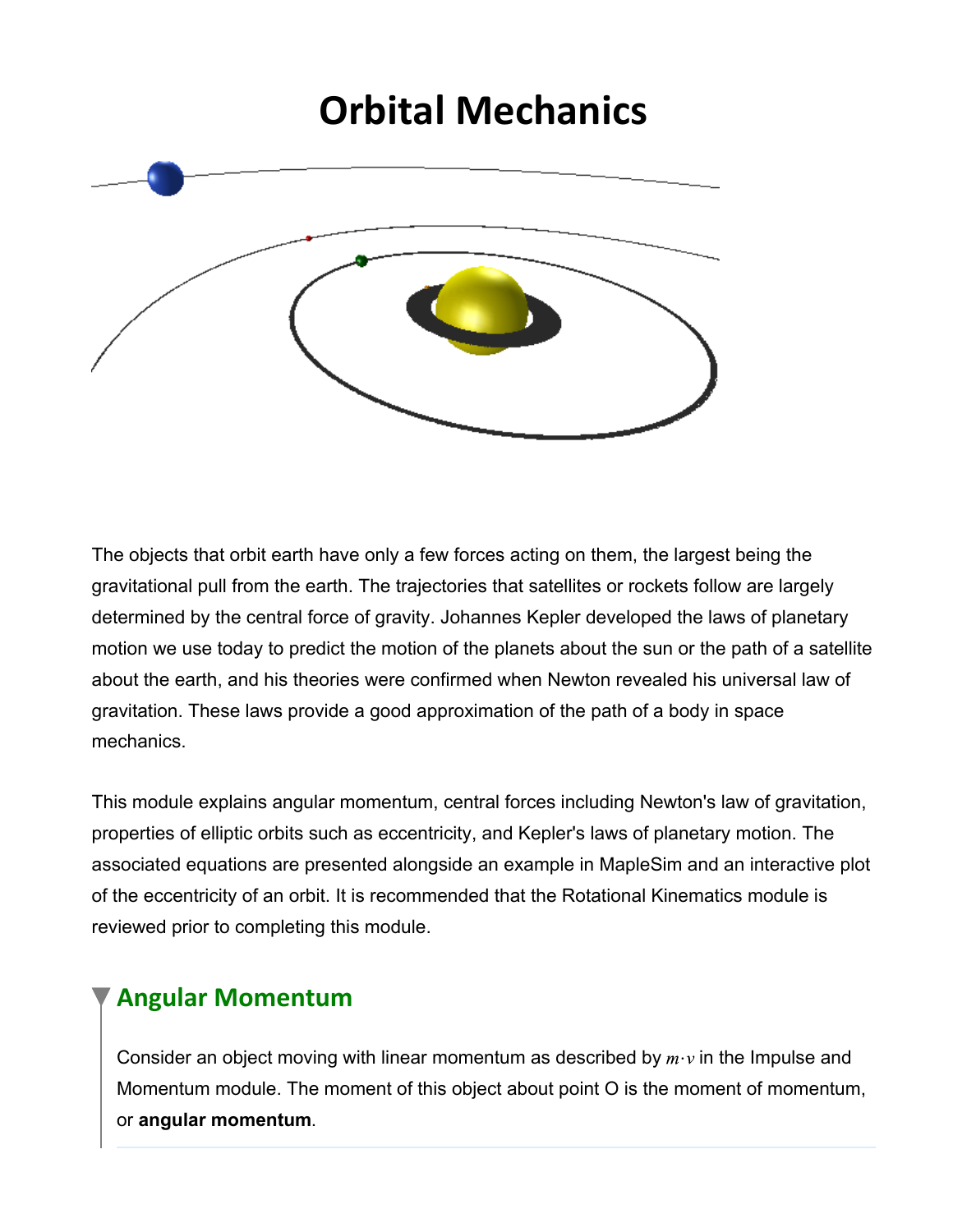# Orbital Mechanics

The objects that orbit earth have only a few forces acting on them, the largest being the gravitational pull from the earth. The trajectories that satellites or rockets follow are largely determined by the central force of gravity. Johannes Kepler developed the laws of planetary motion we use today to predict the motion of the planets about the sun or the path of a satellite about the earth, and his theories were confirmed when Newton revealed his universal law of gravitation. These laws provide a good approximation of the path of a body in space mechanics.

This module explains angular momentum, central forces including Newton's law of gravitation, properties of elliptic orbits such as eccentricity, and Kepler's laws of planetary motion. The associated equations are presented alongside an example in MapleSim and an interactive plot of the eccentricity of an orbit. It is recommended that the Rotational Kinematics module is reviewed prior to completing this module.

## Angular Momentum

Consider an object moving with linear momentum as described by $m \cdot v$ in the Impulse and Momentum module. The moment of this object about point O is the moment of momentum, or **angular momentum**.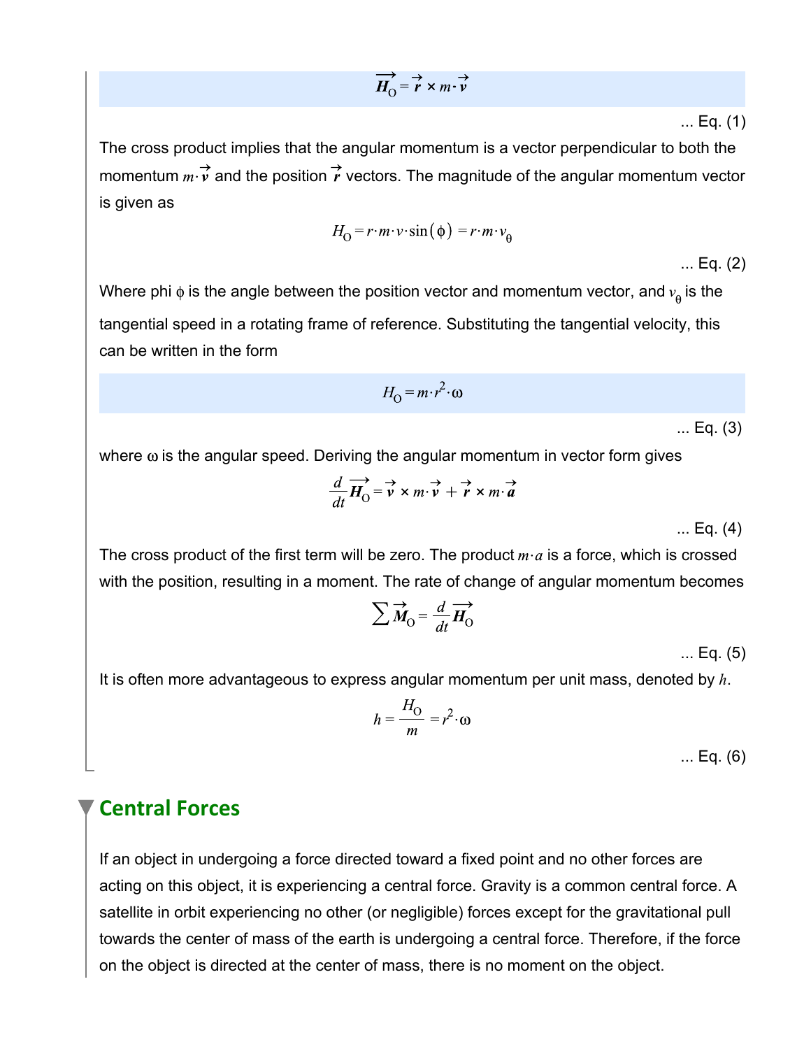$$\overrightarrow{H_O} = \vec{r} \times m \cdot \vec{v}$$

... Eq. (1)

The cross product implies that the angular momentum is a vector perpendicular to both the momentum $m \cdot \vec{v}$ and the position $\vec{r}$ vectors. The magnitude of the angular momentum vector is given as

$$H_O = r \cdot m \cdot v \cdot \sin(\phi) = r \cdot m \cdot v_\theta$$

... Eq. (2)

Where phi $\phi$ is the angle between the position vector and momentum vector, and $v_\theta$ is the tangential speed in a rotating frame of reference. Substituting the tangential velocity, this can be written in the form

$$H_O = m \cdot r^2 \cdot \omega$$

... Eq. (3)

where $\omega$ is the angular speed. Deriving the angular momentum in vector form gives

$$\frac{d}{dt}\overrightarrow{H_O} = \vec{v} \times m \cdot \vec{v} + \vec{r} \times m \cdot \vec{a}$$

... Eq. (4)

The cross product of the first term will be zero. The product $m \cdot a$ is a force, which is crossed with the position, resulting in a moment. The rate of change of angular momentum becomes

$$\sum \overrightarrow{M_O} = \frac{d}{dt}\overrightarrow{H_O}$$

... Eq. (5)

It is often more advantageous to express angular momentum per unit mass, denoted by $h$.

$$h = \frac{H_O}{m} = r^2 \cdot \omega$$

... Eq. (6)

## Central Forces

If an object in undergoing a force directed toward a fixed point and no other forces are acting on this object, it is experiencing a central force. Gravity is a common central force. A satellite in orbit experiencing no other (or negligible) forces except for the gravitational pull towards the center of mass of the earth is undergoing a central force. Therefore, if the force on the object is directed at the center of mass, there is no moment on the object.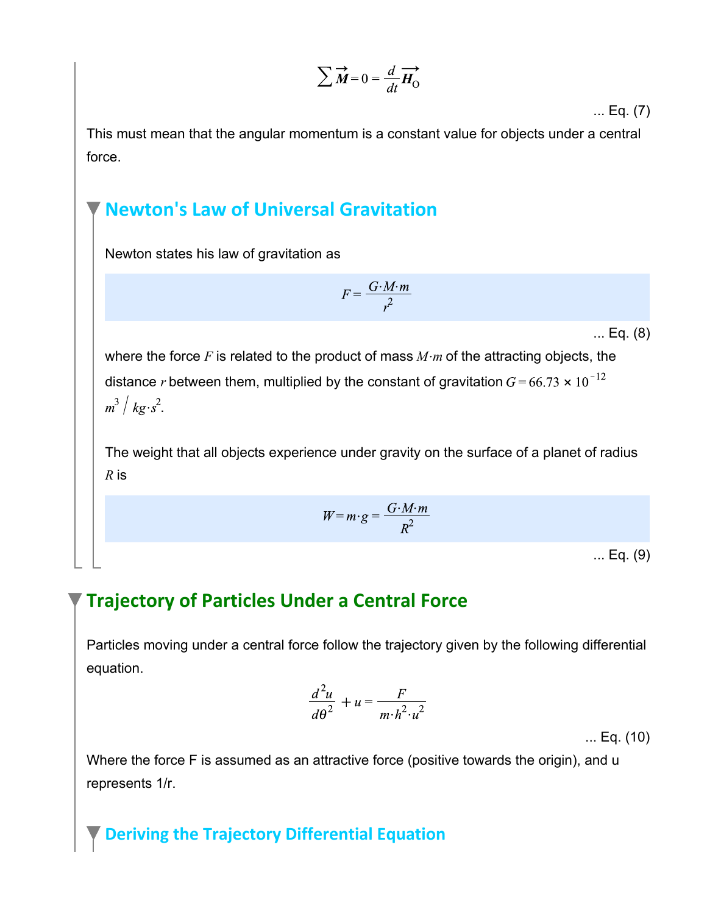$$\sum \vec{M} = 0 = \frac{d}{dt}\vec{H}_O$$

... Eq. (7)

This must mean that the angular momentum is a constant value for objects under a central force.

### Newton's Law of Universal Gravitation

Newton states his law of gravitation as

$$F = \frac{G \cdot M \cdot m}{r^2}$$

... Eq. (8)

where the force $F$ is related to the product of mass $M \cdot m$ of the attracting objects, the distance $r$ between them, multiplied by the constant of gravitation $G = 66.73 \times 10^{-12}$ $m^3 / kg \cdot s^2$.

The weight that all objects experience under gravity on the surface of a planet of radius $R$ is

$$W = m \cdot g = \frac{G \cdot M \cdot m}{R^2}$$

... Eq. (9)

## Trajectory of Particles Under a Central Force

Particles moving under a central force follow the trajectory given by the following differential equation.

$$\frac{d^2 u}{d\theta^2} + u = \frac{F}{m \cdot h^2 \cdot u^2}$$

... Eq. (10)

Where the force F is assumed as an attractive force (positive towards the origin), and u represents 1/r.

### Deriving the Trajectory Differential Equation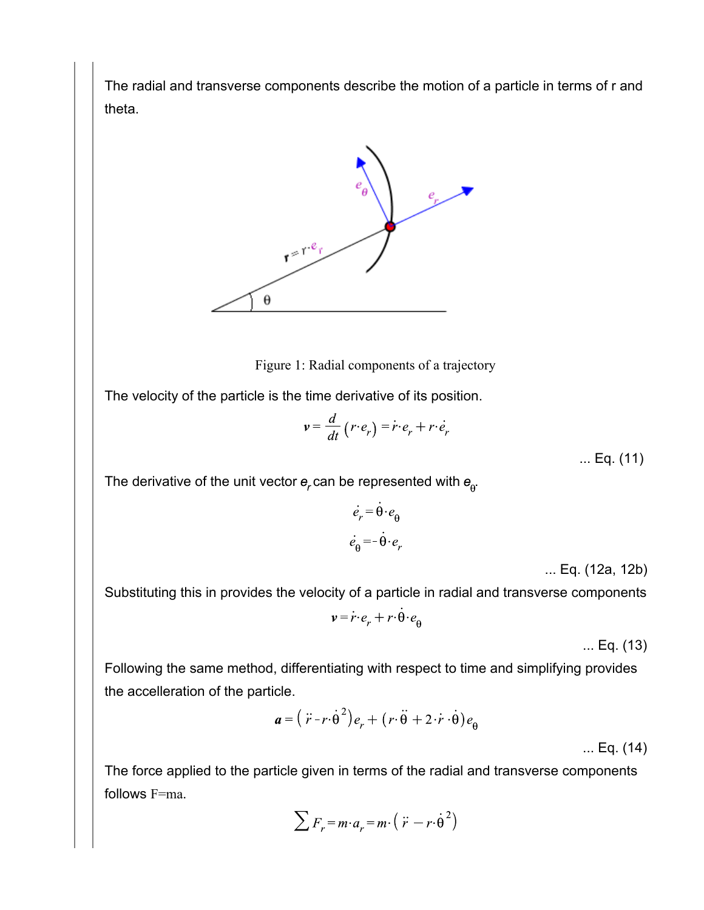The radial and transverse components describe the motion of a particle in terms of r and theta.

Figure 1: Radial components of a trajectory

The velocity of the particle is the time derivative of its position.

$$\boldsymbol{v} = \frac{d}{dt}\left(r \cdot e_r\right) = \dot{r} \cdot e_r + r \cdot \dot{e}_r$$

... Eq. (11)

The derivative of the unit vector $\boldsymbol{e}_r$ can be represented with $\boldsymbol{e}_\theta$.

$$\dot{e}_r = \dot{\theta} \cdot e_\theta$$

$$\dot{e}_\theta = -\dot{\theta} \cdot e_r$$

... Eq. (12a, 12b)

Substituting this in provides the velocity of a particle in radial and transverse components

$$\boldsymbol{v} = \dot{r} \cdot e_r + r \cdot \dot{\theta} \cdot e_\theta$$

... Eq. (13)

Following the same method, differentiating with respect to time and simplifying provides the accelleration of the particle.

$$\boldsymbol{a} = \left(\ddot{r} - r \cdot \dot{\theta}^2\right) e_r + \left(r \cdot \ddot{\theta} + 2 \cdot \dot{r} \cdot \dot{\theta}\right) e_\theta$$

... Eq. (14)

The force applied to the particle given in terms of the radial and transverse components follows F=ma.

$$\sum F_r = m \cdot a_r = m \cdot \left(\ddot{r} - r \cdot \dot{\theta}^2\right)$$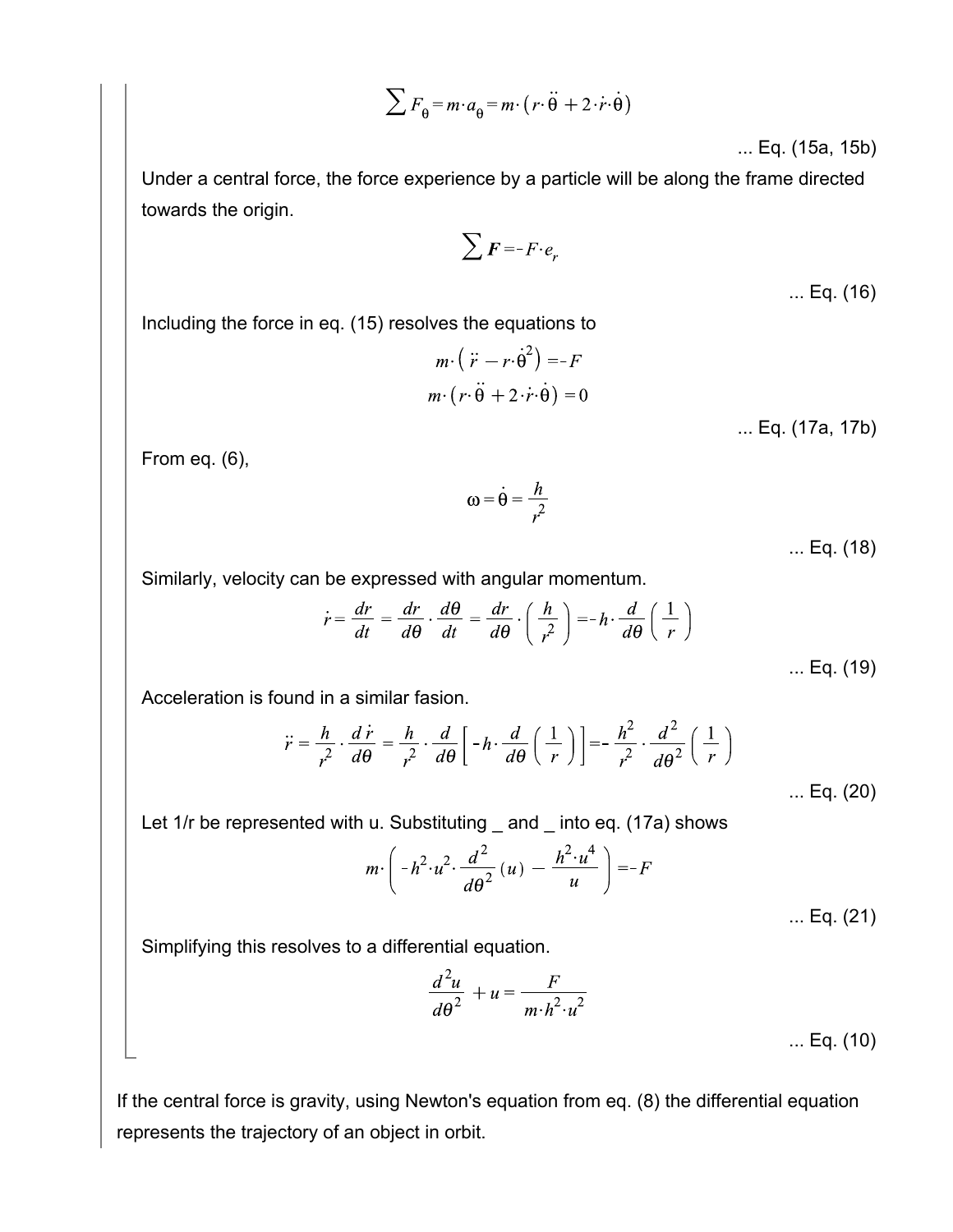$$\sum F_\theta = m \cdot a_\theta = m \cdot \left( r \cdot \ddot{\theta} + 2 \cdot \dot{r} \cdot \dot{\theta} \right)$$

... Eq. (15a, 15b)

Under a central force, the force experience by a particle will be along the frame directed towards the origin.

$$\sum \boldsymbol{F} = -F \cdot e_r$$

... Eq. (16)

Including the force in eq. (15) resolves the equations to

$$m \cdot \left( \ddot{r} - r \cdot \dot{\theta}^2 \right) = -F$$

$$m \cdot \left( r \cdot \ddot{\theta} + 2 \cdot \dot{r} \cdot \dot{\theta} \right) = 0$$

... Eq. (17a, 17b)

From eq. (6),

$$\omega = \dot{\theta} = \frac{h}{r^2}$$

... Eq. (18)

Similarly, velocity can be expressed with angular momentum.

$$\dot{r} = \frac{dr}{dt} = \frac{dr}{d\theta} \cdot \frac{d\theta}{dt} = \frac{dr}{d\theta} \cdot \left( \frac{h}{r^2} \right) = -h \cdot \frac{d}{d\theta} \left( \frac{1}{r} \right)$$

... Eq. (19)

Acceleration is found in a similar fasion.

$$\ddot{r} = \frac{h}{r^2} \cdot \frac{d\,\dot{r}}{d\theta} = \frac{h}{r^2} \cdot \frac{d}{d\theta} \left[ -h \cdot \frac{d}{d\theta} \left( \frac{1}{r} \right) \right] = -\frac{h^2}{r^2} \cdot \frac{d^2}{d\theta^2} \left( \frac{1}{r} \right)$$

... Eq. (20)

Let 1/r be represented with u. Substituting _ and _ into eq. (17a) shows

$$m \cdot \left( -h^2 \cdot u^2 \cdot \frac{d^2}{d\theta^2}(u) - \frac{h^2 \cdot u^4}{u} \right) = -F$$

... Eq. (21)

Simplifying this resolves to a differential equation.

$$\frac{d^2 u}{d\theta^2} + u = \frac{F}{m \cdot h^2 \cdot u^2}$$

... Eq. (10)

If the central force is gravity, using Newton's equation from eq. (8) the differential equation represents the trajectory of an object in orbit.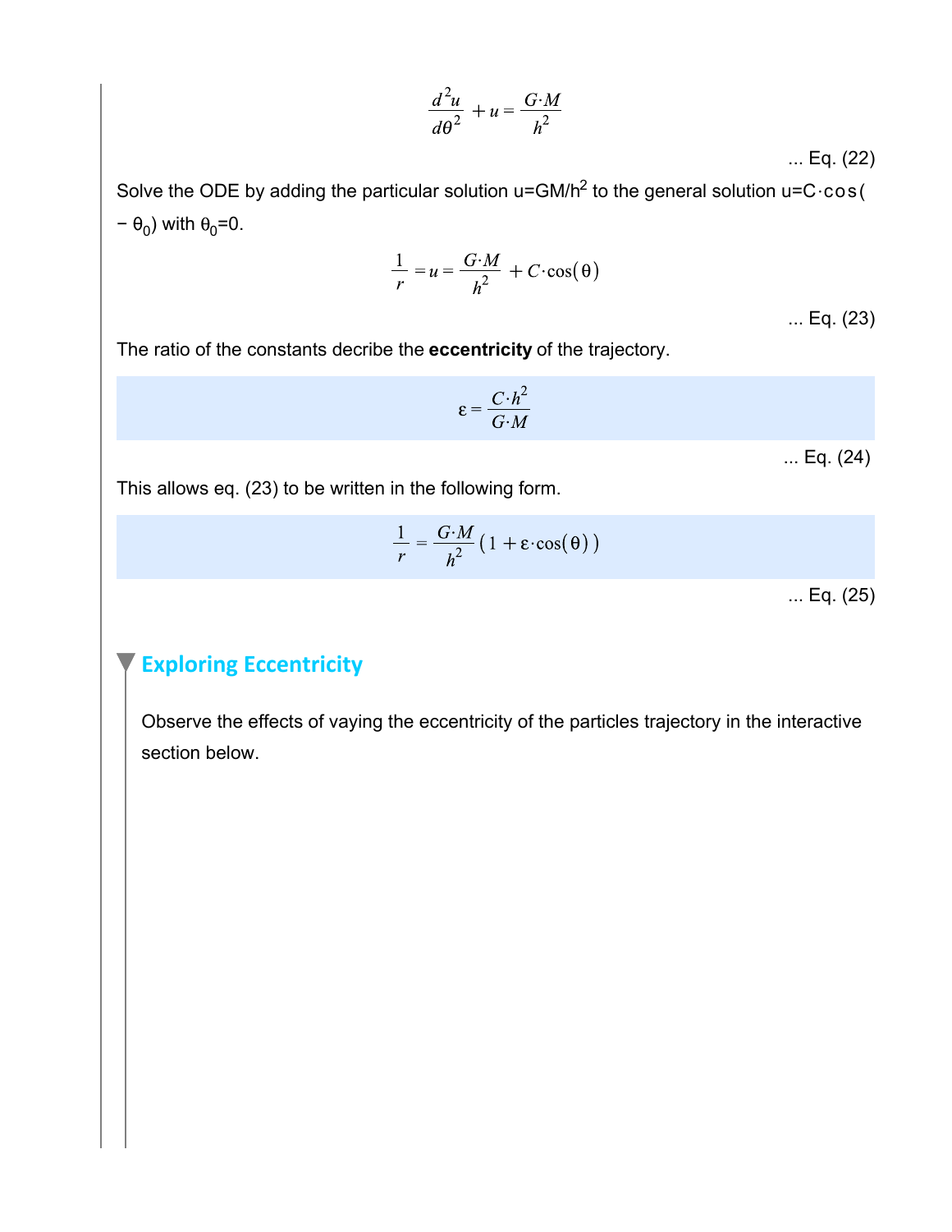$$\frac{d^2u}{d\theta^2} + u = \frac{G \cdot M}{h^2}$$

... Eq. (22)

Solve the ODE by adding the particular solution $u = GM/h^2$ to the general solution $u = C \cdot \cos(\theta - \theta_0)$ with $\theta_0 = 0$.

$$\frac{1}{r} = u = \frac{G \cdot M}{h^2} + C \cdot \cos(\theta)$$

... Eq. (23)

The ratio of the constants decribe the **eccentricity** of the trajectory.

$$\varepsilon = \frac{C \cdot h^2}{G \cdot M}$$

... Eq. (24)

This allows eq. (23) to be written in the following form.

$$\frac{1}{r} = \frac{G \cdot M}{h^2}\left(1 + \varepsilon \cdot \cos(\theta)\right)$$

... Eq. (25)

## Exploring Eccentricity

Observe the effects of vaying the eccentricity of the particles trajectory in the interactive section below.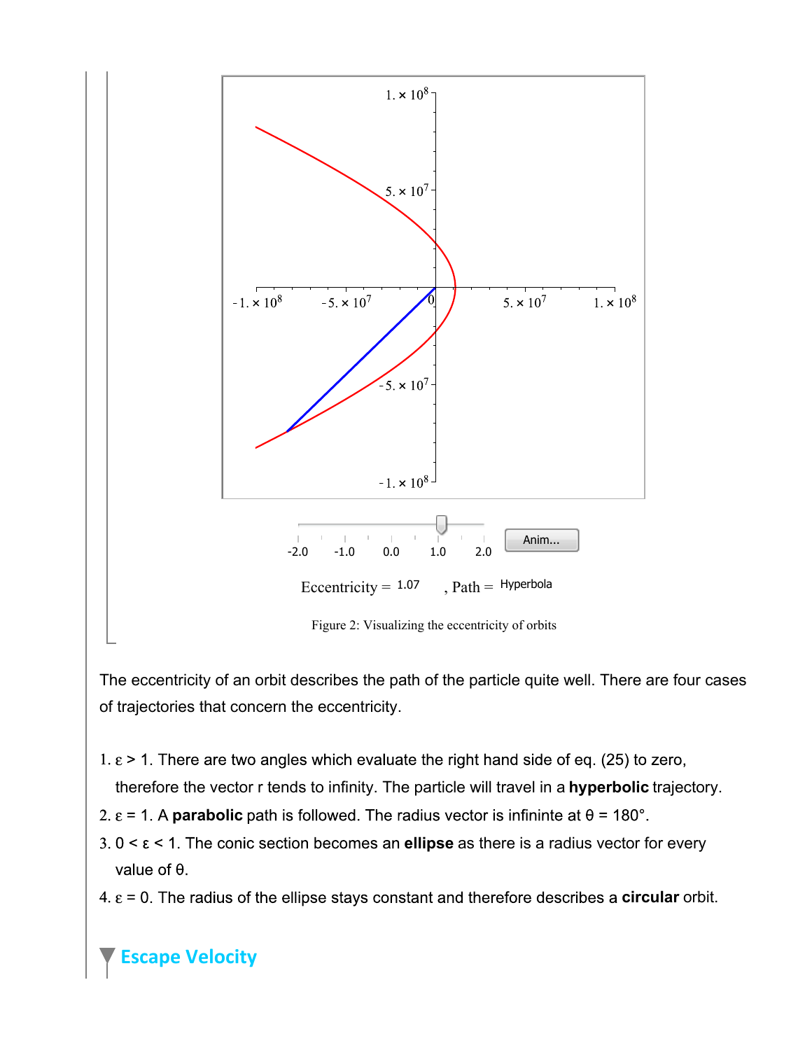Eccentricity = 1.07 , Path = Hyperbola

Figure 2: Visualizing the eccentricity of orbits

The eccentricity of an orbit describes the path of the particle quite well. There are four cases of trajectories that concern the eccentricity.

1. $\varepsilon > 1$. There are two angles which evaluate the right hand side of eq. (25) to zero, therefore the vector r tends to infinity. The particle will travel in a **hyperbolic** trajectory.
2. $\varepsilon = 1$. A **parabolic** path is followed. The radius vector is infininte at $\theta = 180°$.
3. $0 < \varepsilon < 1$. The conic section becomes an **ellipse** as there is a radius vector for every value of $\theta$.
4. $\varepsilon = 0$. The radius of the ellipse stays constant and therefore describes a **circular** orbit.

## Escape Velocity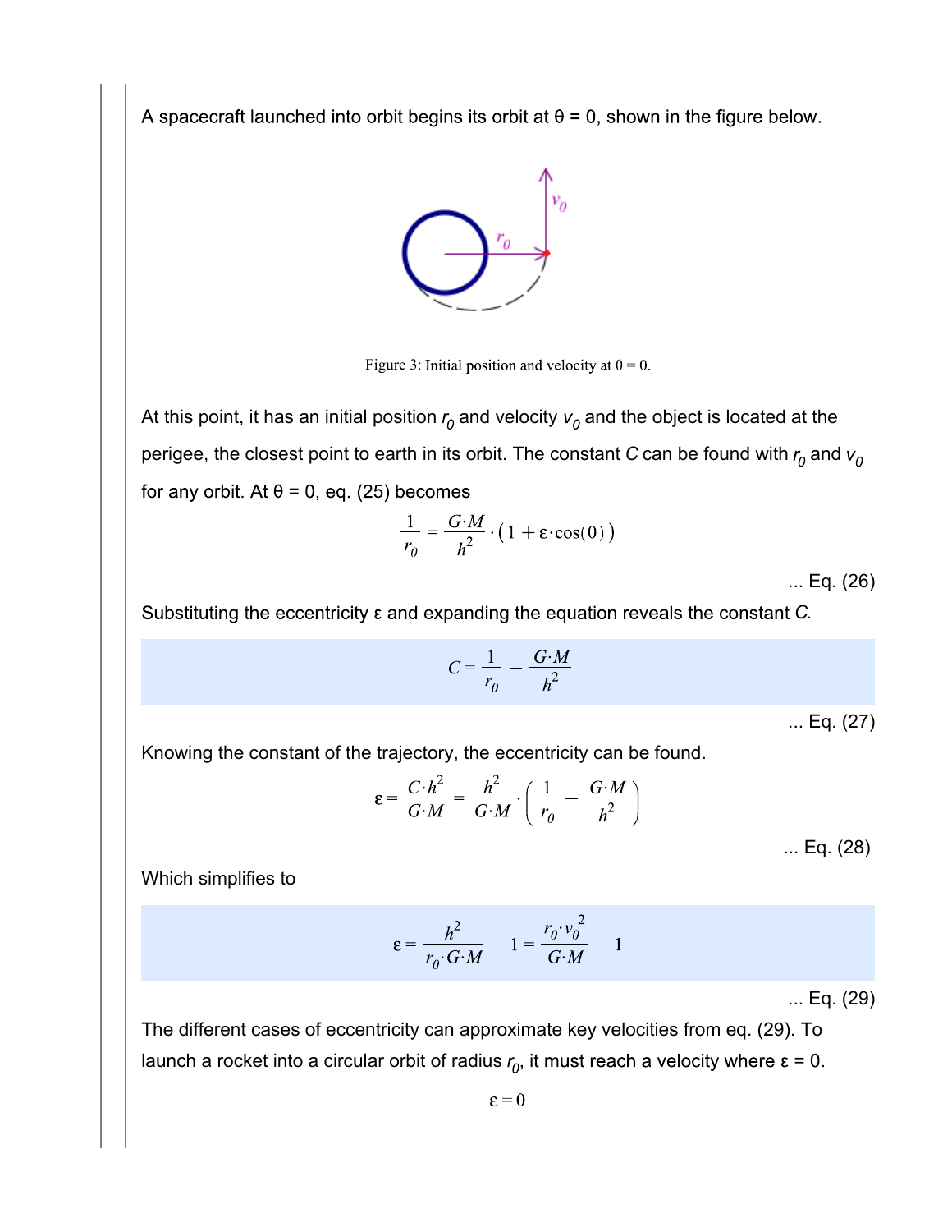A spacecraft launched into orbit begins its orbit at θ = 0, shown in the figure below.

Figure 3: Initial position and velocity at θ = 0.

At this point, it has an initial position $r_0$ and velocity $v_0$ and the object is located at the perigee, the closest point to earth in its orbit. The constant $C$ can be found with $r_0$ and $v_0$ for any orbit. At θ = 0, eq. (25) becomes

$$\frac{1}{r_0} = \frac{G \cdot M}{h^2} \cdot \left(1 + \varepsilon \cdot \cos(0)\right)$$

... Eq. (26)

Substituting the eccentricity ε and expanding the equation reveals the constant $C$.

$$C = \frac{1}{r_0} - \frac{G \cdot M}{h^2}$$

... Eq. (27)

Knowing the constant of the trajectory, the eccentricity can be found.

$$\varepsilon = \frac{C \cdot h^2}{G \cdot M} = \frac{h^2}{G \cdot M} \cdot \left(\frac{1}{r_0} - \frac{G \cdot M}{h^2}\right)$$

... Eq. (28)

Which simplifies to

$$\varepsilon = \frac{h^2}{r_0 \cdot G \cdot M} - 1 = \frac{r_0 \cdot {v_0}^2}{G \cdot M} - 1$$

... Eq. (29)

The different cases of eccentricity can approximate key velocities from eq. (29). To launch a rocket into a circular orbit of radius $r_0$, it must reach a velocity where ε = 0.

$$\varepsilon = 0$$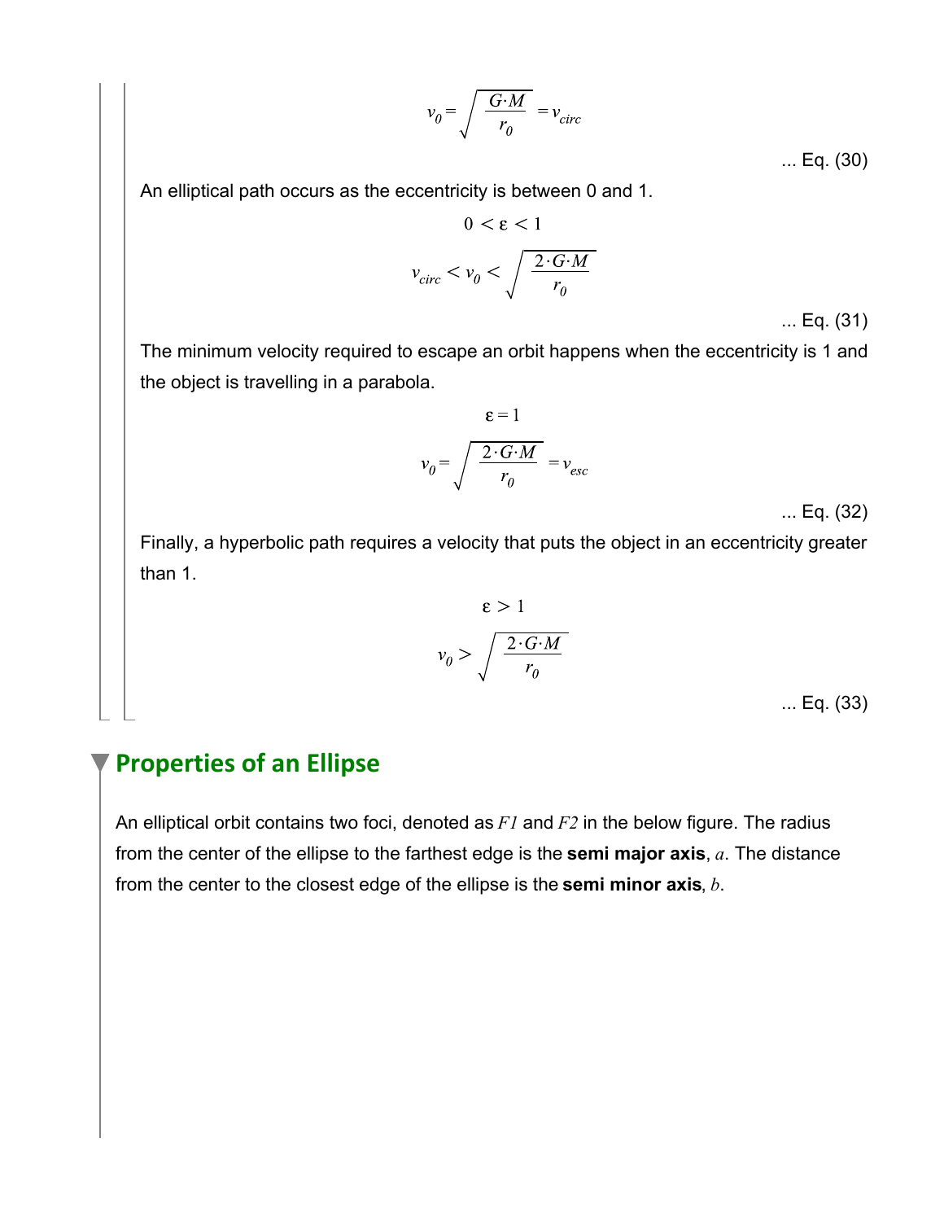$$v_0 = \sqrt{\frac{G \cdot M}{r_0}} = v_{circ}$$

... Eq. (30)

An elliptical path occurs as the eccentricity is between 0 and 1.

$$0 < \varepsilon < 1$$

$$v_{circ} < v_0 < \sqrt{\frac{2 \cdot G \cdot M}{r_0}}$$

... Eq. (31)

The minimum velocity required to escape an orbit happens when the eccentricity is 1 and the object is travelling in a parabola.

$$\varepsilon = 1$$

$$v_0 = \sqrt{\frac{2 \cdot G \cdot M}{r_0}} = v_{esc}$$

... Eq. (32)

Finally, a hyperbolic path requires a velocity that puts the object in an eccentricity greater than 1.

$$\varepsilon > 1$$

$$v_0 > \sqrt{\frac{2 \cdot G \cdot M}{r_0}}$$

... Eq. (33)

## Properties of an Ellipse

An elliptical orbit contains two foci, denoted as $F1$ and $F2$ in the below figure. The radius from the center of the ellipse to the farthest edge is the **semi major axis**, $a$. The distance from the center to the closest edge of the ellipse is the **semi minor axis**, $b$.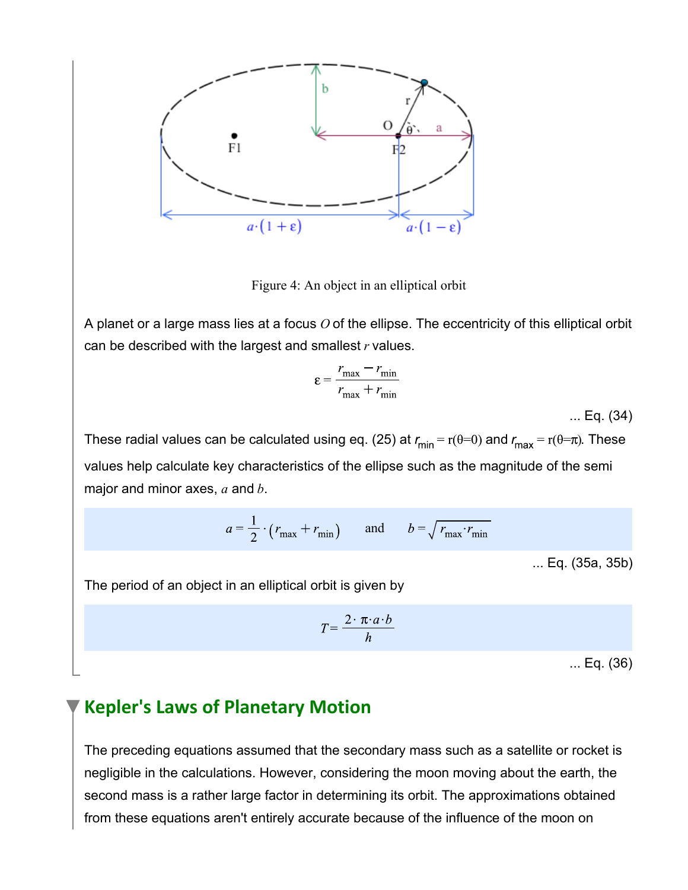Figure 4: An object in an elliptical orbit

A planet or a large mass lies at a focus $O$ of the ellipse. The eccentricity of this elliptical orbit can be described with the largest and smallest $r$ values.

$$\varepsilon = \frac{r_{max} - r_{min}}{r_{max} + r_{min}}$$

... Eq. (34)

These radial values can be calculated using eq. (25) at $r_{min} = r(\theta=0)$ and $r_{max} = r(\theta=\pi)$. These values help calculate key characteristics of the ellipse such as the magnitude of the semi major and minor axes, $a$ and $b$.

$$a = \frac{1}{2} \cdot (r_{max} + r_{min}) \qquad \text{and} \qquad b = \sqrt{r_{max} \cdot r_{min}}$$

... Eq. (35a, 35b)

The period of an object in an elliptical orbit is given by

$$T = \frac{2 \cdot \pi \cdot a \cdot b}{h}$$

... Eq. (36)

## Kepler's Laws of Planetary Motion

The preceding equations assumed that the secondary mass such as a satellite or rocket is negligible in the calculations. However, considering the moon moving about the earth, the second mass is a rather large factor in determining its orbit. The approximations obtained from these equations aren't entirely accurate because of the influence of the moon on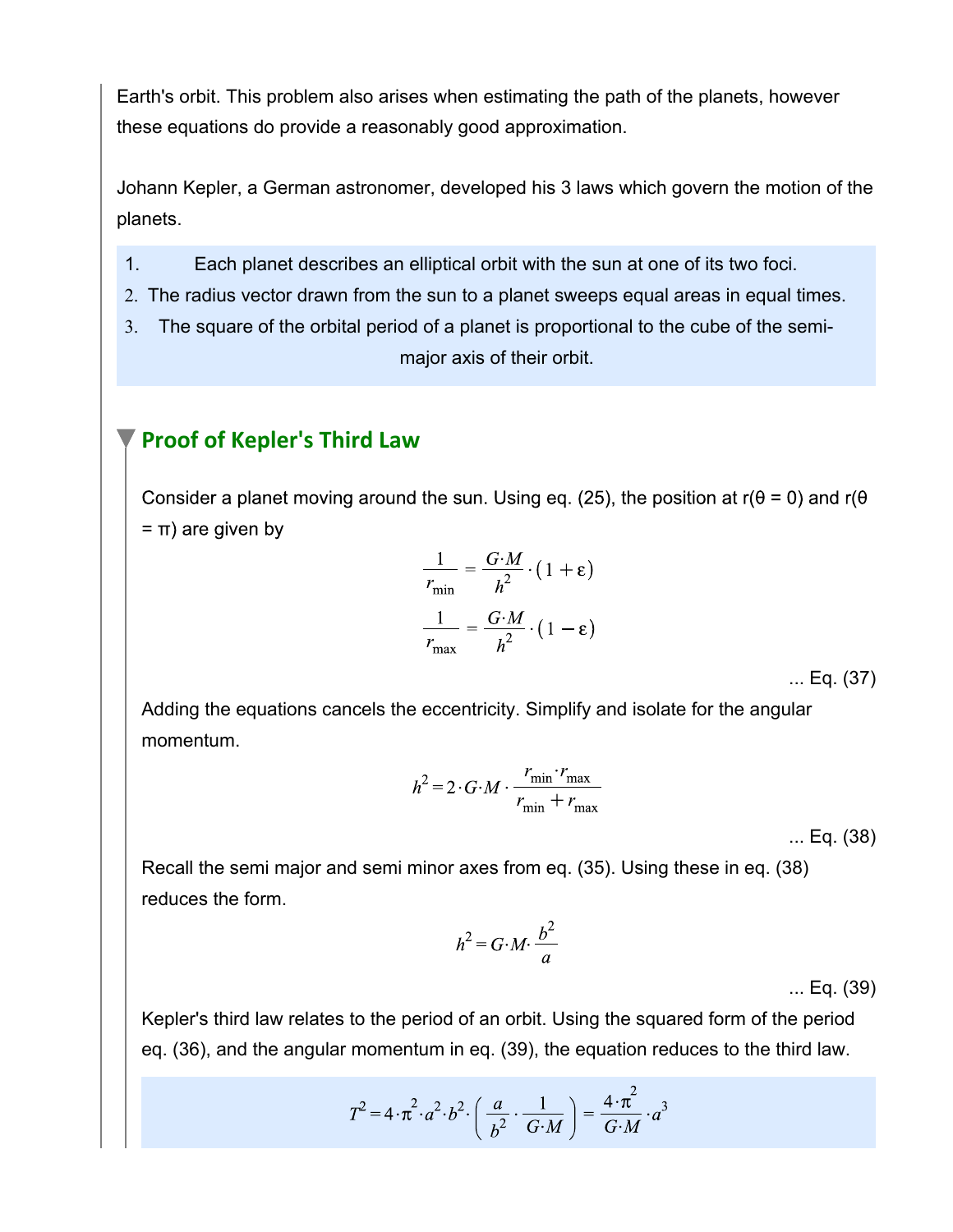Earth's orbit. This problem also arises when estimating the path of the planets, however these equations do provide a reasonably good approximation.

Johann Kepler, a German astronomer, developed his 3 laws which govern the motion of the planets.

1. Each planet describes an elliptical orbit with the sun at one of its two foci.
2. The radius vector drawn from the sun to a planet sweeps equal areas in equal times.
3. The square of the orbital period of a planet is proportional to the cube of the semi-major axis of their orbit.

## Proof of Kepler's Third Law

Consider a planet moving around the sun. Using eq. (25), the position at r(θ = 0) and r(θ = π) are given by

$$\frac{1}{r_{\min}} = \frac{G \cdot M}{h^2} \cdot (1 + \varepsilon)$$
$$\frac{1}{r_{\max}} = \frac{G \cdot M}{h^2} \cdot (1 - \varepsilon)$$

... Eq. (37)

Adding the equations cancels the eccentricity. Simplify and isolate for the angular momentum.

$$h^2 = 2 \cdot G \cdot M \cdot \frac{r_{\min} \cdot r_{\max}}{r_{\min} + r_{\max}}$$

... Eq. (38)

Recall the semi major and semi minor axes from eq. (35). Using these in eq. (38) reduces the form.

$$h^2 = G \cdot M \cdot \frac{b^2}{a}$$

... Eq. (39)

Kepler's third law relates to the period of an orbit. Using the squared form of the period eq. (36), and the angular momentum in eq. (39), the equation reduces to the third law.

$$T^2 = 4 \cdot \pi^2 \cdot a^2 \cdot b^2 \cdot \left( \frac{a}{b^2} \cdot \frac{1}{G \cdot M} \right) = \frac{4 \cdot \pi^2}{G \cdot M} \cdot a^3$$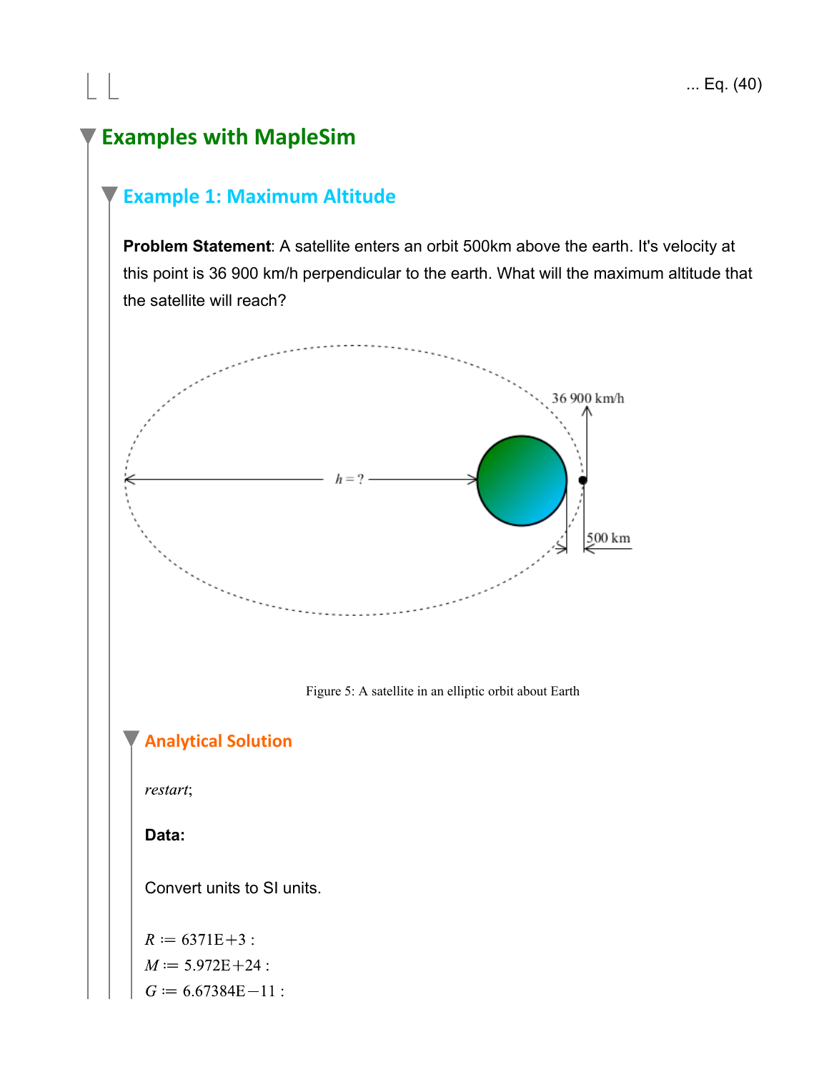... Eq. (40)

# Examples with MapleSim

## Example 1: Maximum Altitude

**Problem Statement**: A satellite enters an orbit 500km above the earth. It's velocity at this point is 36 900 km/h perpendicular to the earth. What will the maximum altitude that the satellite will reach?

Figure 5: A satellite in an elliptic orbit about Earth

### Analytical Solution

*restart*;

**Data:**

Convert units to SI units.

$R := 6371E{+}3$ :
$M := 5.972E{+}24$ :
$G := 6.67384E{-}11$ :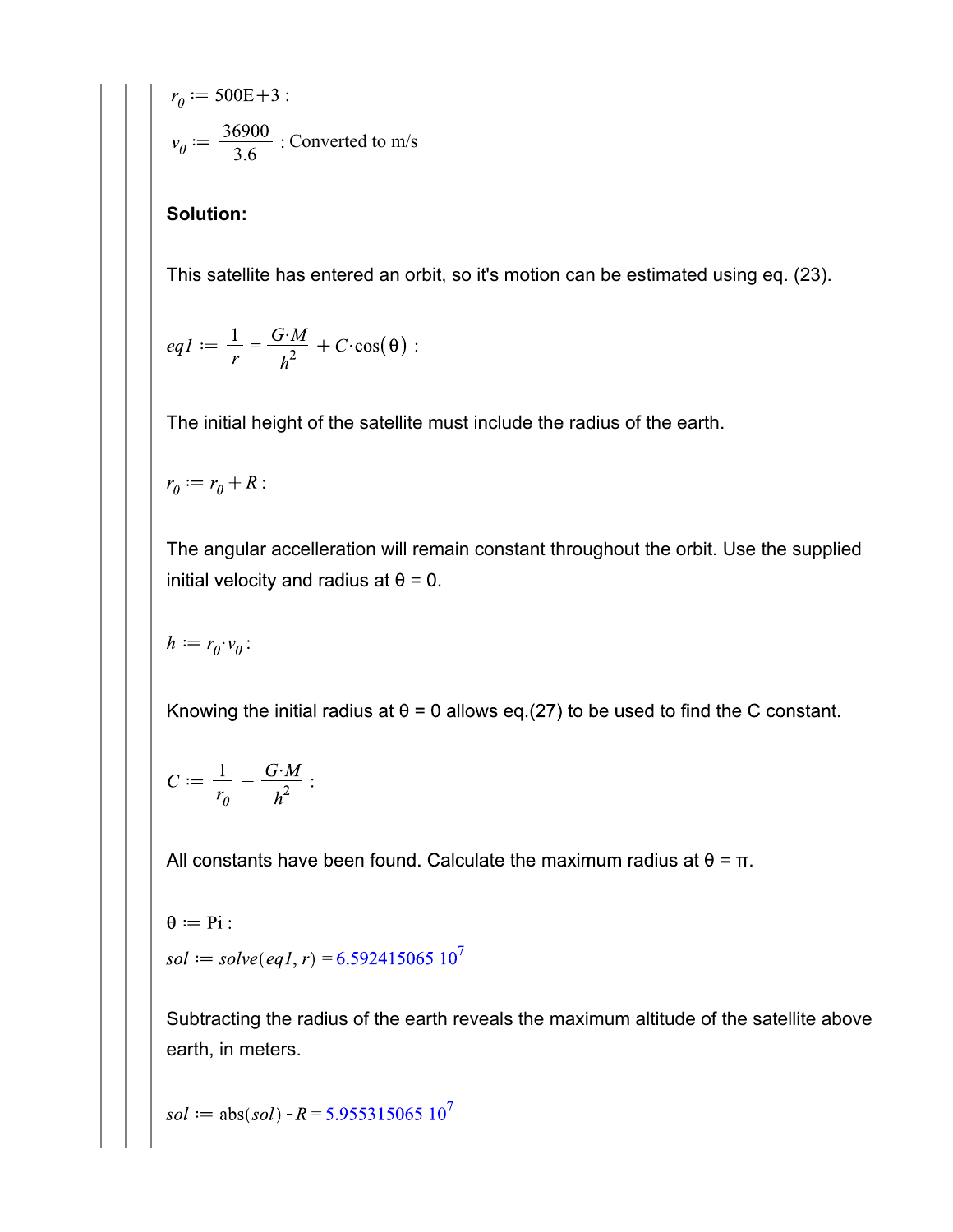$r_0 := 500\text{E}{+}3$ :

$v_0 := \dfrac{36900}{3.6}$ : Converted to m/s

**Solution:**

This satellite has entered an orbit, so it's motion can be estimated using eq. (23).

$$eq1 := \frac{1}{r} = \frac{G \cdot M}{h^2} + C \cdot \cos(\theta) :$$

The initial height of the satellite must include the radius of the earth.

$$r_0 := r_0 + R :$$

The angular accelleration will remain constant throughout the orbit. Use the supplied initial velocity and radius at θ = 0.

$$h := r_0 \cdot v_0 :$$

Knowing the initial radius at θ = 0 allows eq.(27) to be used to find the C constant.

$$C := \frac{1}{r_0} - \frac{G \cdot M}{h^2} :$$

All constants have been found. Calculate the maximum radius at θ = π.

$$\theta := \text{Pi} :$$

$$sol := solve(eq1, r) = 6.592415065\ 10^7$$

Subtracting the radius of the earth reveals the maximum altitude of the satellite above earth, in meters.

$$sol := \text{abs}(sol) - R = 5.955315065\ 10^7$$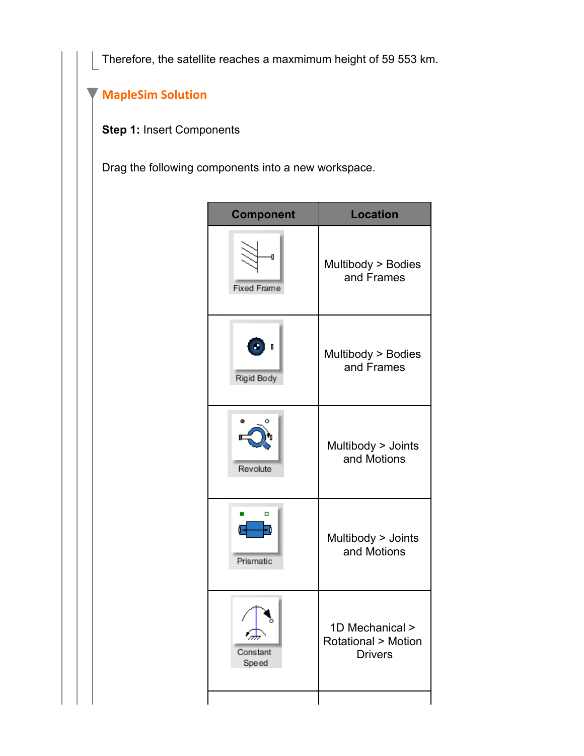Therefore, the satellite reaches a maxmimum height of 59 553 km.

## MapleSim Solution

**Step 1:** Insert Components

Drag the following components into a new workspace.

| Component | Location |
|---|---|
| Fixed Frame | Multibody > Bodies and Frames |
| Rigid Body | Multibody > Bodies and Frames |
| Revolute | Multibody > Joints and Motions |
| Prismatic | Multibody > Joints and Motions |
| Constant Speed | 1D Mechanical > Rotational > Motion Drivers |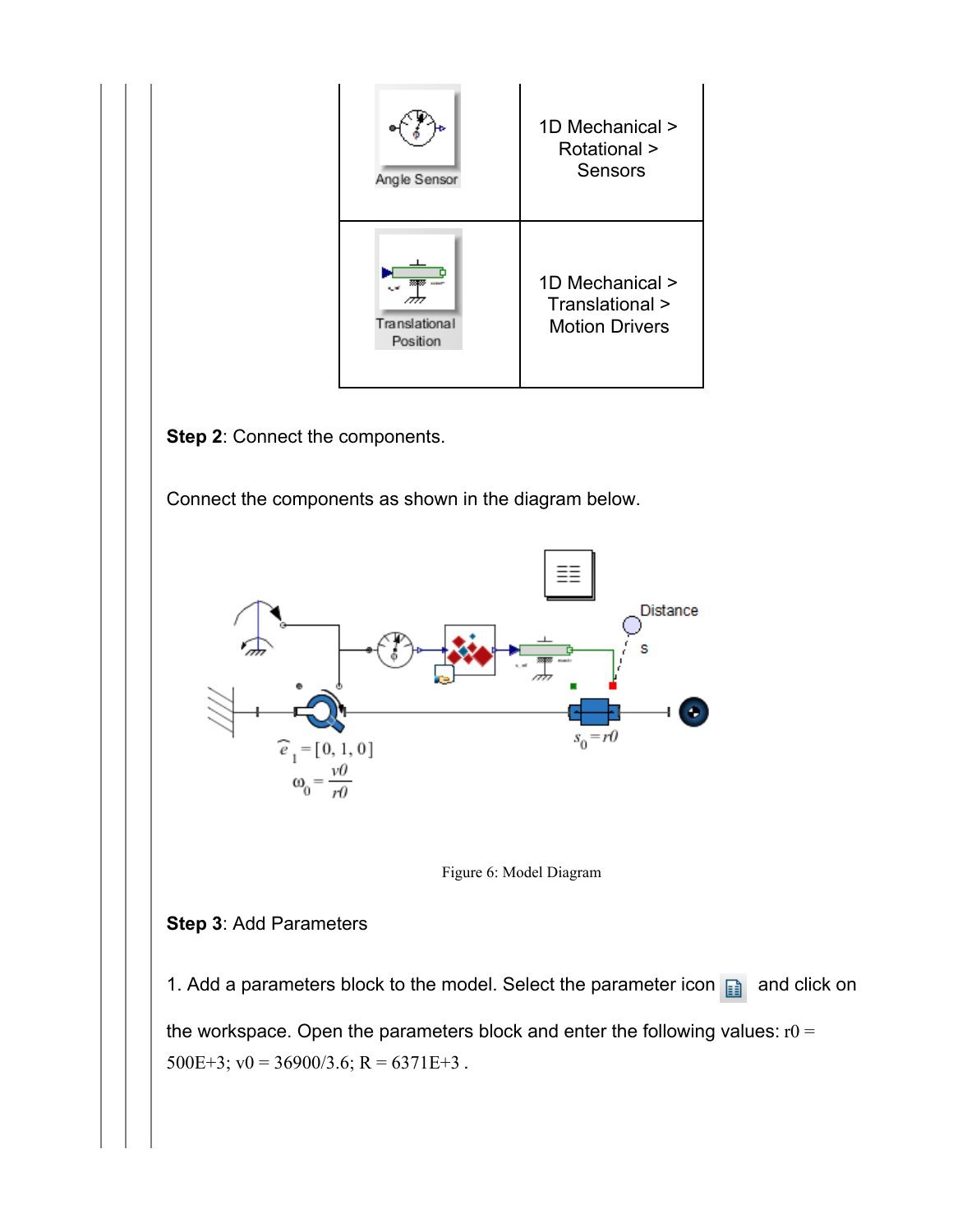| | |
|---|---|
| Angle Sensor | 1D Mechanical > Rotational > Sensors |
| Translational Position | 1D Mechanical > Translational > Motion Drivers |

**Step 2**: Connect the components.

Connect the components as shown in the diagram below.

Figure 6: Model Diagram

**Step 3**: Add Parameters

1. Add a parameters block to the model. Select the parameter icon and click on the workspace. Open the parameters block and enter the following values: r0 = 500E+3; v0 = 36900/3.6; R = 6371E+3 .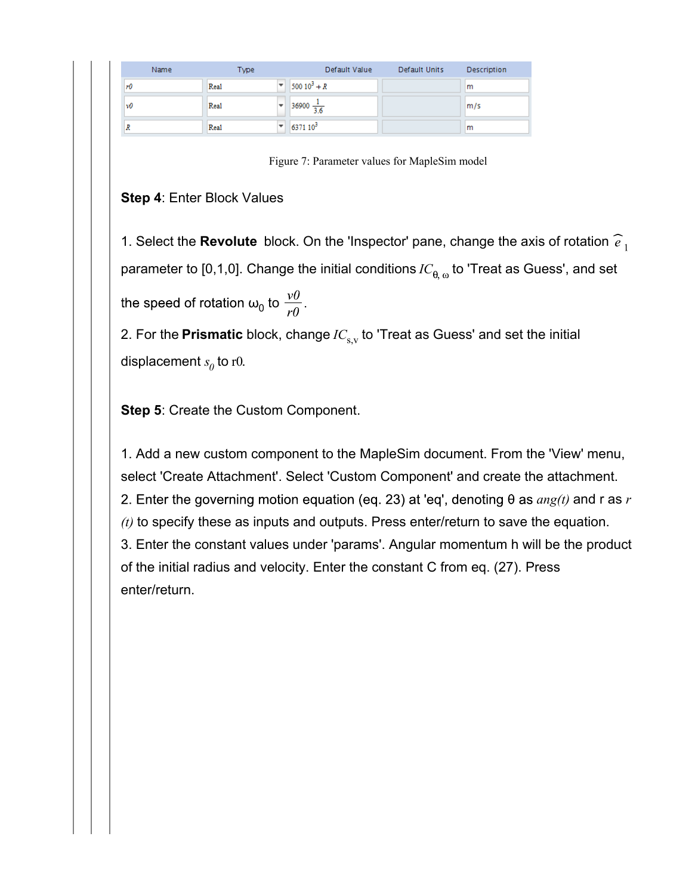| Name | Type | Default Value | Default Units | Description |
|---|---|---|---|---|
| $r0$ | Real | $500\ 10^3 + R$ | | m |
| $v0$ | Real | $36900\ \frac{1}{3.6}$ | | m/s |
| $R$ | Real | $6371\ 10^3$ | | m |

Figure 7: Parameter values for MapleSim model

**Step 4**: Enter Block Values

1. Select the **Revolute** block. On the 'Inspector' pane, change the axis of rotation $\widehat{e}_1$ parameter to [0,1,0]. Change the initial conditions $IC_{\theta,\,\omega}$ to 'Treat as Guess', and set the speed of rotation $\omega_0$ to $\frac{v0}{r0}$.
2. For the **Prismatic** block, change $IC_{s,v}$ to 'Treat as Guess' and set the initial displacement $s_0$ to r0.

**Step 5**: Create the Custom Component.

1. Add a new custom component to the MapleSim document. From the 'View' menu, select 'Create Attachment'. Select 'Custom Component' and create the attachment.
2. Enter the governing motion equation (eq. 23) at 'eq', denoting θ as *ang(t)* and r as *r(t)* to specify these as inputs and outputs. Press enter/return to save the equation.
3. Enter the constant values under 'params'. Angular momentum h will be the product of the initial radius and velocity. Enter the constant C from eq. (27). Press enter/return.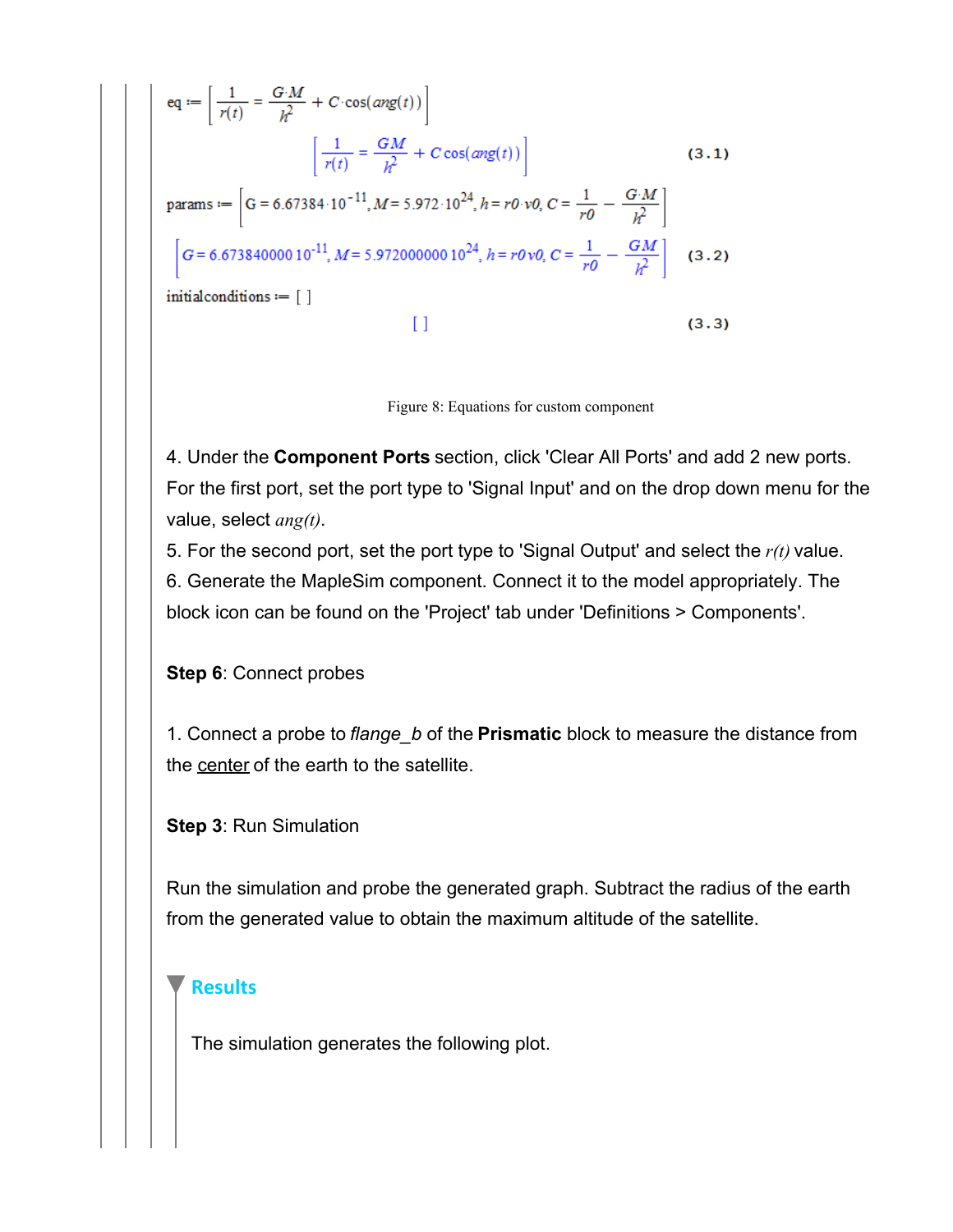$$\text{eq} := \left[\frac{1}{r(t)} = \frac{G \cdot M}{h^2} + C \cdot \cos(ang(t))\right]$$

$$\left[\frac{1}{r(t)} = \frac{GM}{h^2} + C\cos(ang(t))\right] \quad (3.1)$$

$$\text{params} := \left[G = 6.67384 \cdot 10^{-11}, M = 5.972 \cdot 10^{24}, h = r0 \cdot v0, C = \frac{1}{r0} - \frac{G \cdot M}{h^2}\right]$$

$$\left[G = 6.673840000\, 10^{-11}, M = 5.972000000\, 10^{24}, h = r0\, v0, C = \frac{1}{r0} - \frac{GM}{h^2}\right] \quad (3.2)$$

$$\text{initialconditions} := [\ ]$$

$$[\ ] \quad (3.3)$$

Figure 8: Equations for custom component

4. Under the **Component Ports** section, click 'Clear All Ports' and add 2 new ports. For the first port, set the port type to 'Signal Input' and on the drop down menu for the value, select $ang(t)$.
5. For the second port, set the port type to 'Signal Output' and select the $r(t)$ value.
6. Generate the MapleSim component. Connect it to the model appropriately. The block icon can be found on the 'Project' tab under 'Definitions > Components'.

**Step 6**: Connect probes

1. Connect a probe to *flange_b* of the **Prismatic** block to measure the distance from the center of the earth to the satellite.

**Step 3**: Run Simulation

Run the simulation and probe the generated graph. Subtract the radius of the earth from the generated value to obtain the maximum altitude of the satellite.

## Results

The simulation generates the following plot.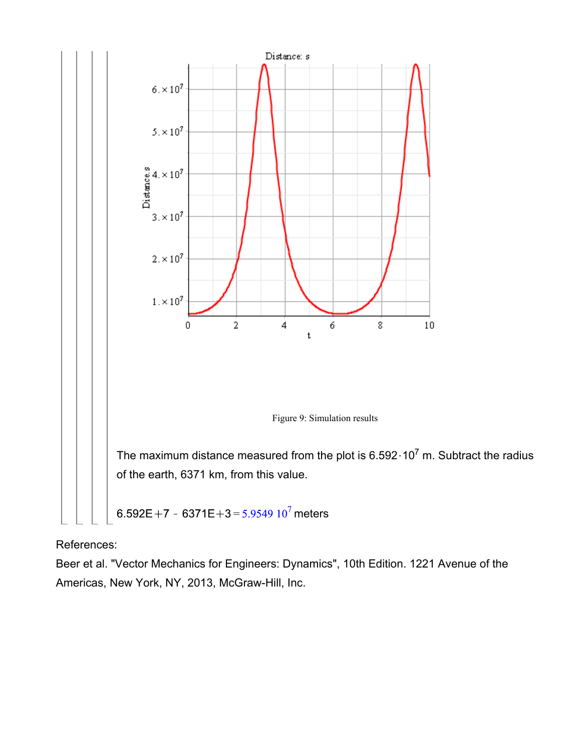Distance: s

Distance: s

$6.\times 10^7$

$5.\times 10^7$

$4.\times 10^7$

$3.\times 10^7$

$2.\times 10^7$

$1.\times 10^7$

0 2 4 6 8 10

t

Figure 9: Simulation results

The maximum distance measured from the plot is $6.592 \cdot 10^7$ m. Subtract the radius of the earth, 6371 km, from this value.

$$6.592E+7 - 6371E+3 = 5.9549\ 10^7 \text{ meters}$$

References:

Beer et al. "Vector Mechanics for Engineers: Dynamics", 10th Edition. 1221 Avenue of the Americas, New York, NY, 2013, McGraw-Hill, Inc.